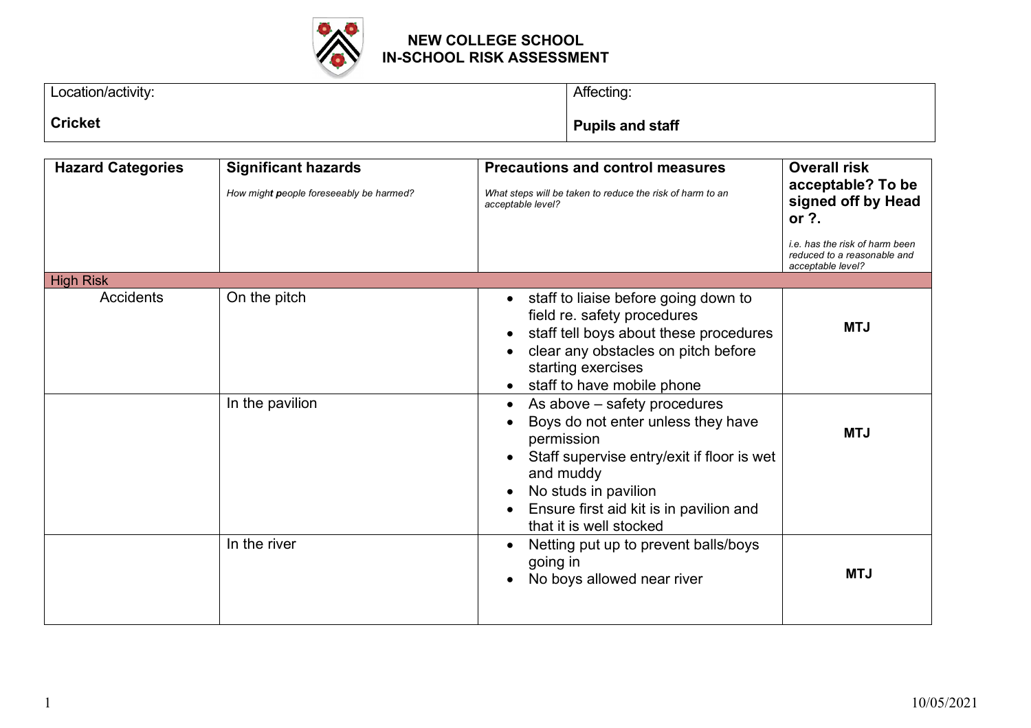# NEW COLLEGE SCHOOL
## IN-SCHOOL RISK ASSESSMENT

| Location/activity: **Cricket** | Affecting: **Pupils and staff** |
|---|---|

| **Hazard Categories** | **Significant hazards** *How might people foreseeably be harmed?* | **Precautions and control measures** *What steps will be taken to reduce the risk of harm to an acceptable level?* | **Overall risk acceptable? To be signed off by Head or ?.** *i.e. has the risk of harm been reduced to a reasonable and acceptable level?* |
|---|---|---|---|
| High Risk | | | |
| Accidents | On the pitch | • staff to liaise before going down to field re. safety procedures<br>• staff tell boys about these procedures<br>• clear any obstacles on pitch before starting exercises<br>• staff to have mobile phone | **MTJ** |
| | In the pavilion | • As above – safety procedures<br>• Boys do not enter unless they have permission<br>• Staff supervise entry/exit if floor is wet and muddy<br>• No studs in pavilion<br>• Ensure first aid kit is in pavilion and that it is well stocked | **MTJ** |
| | In the river | • Netting put up to prevent balls/boys going in<br>• No boys allowed near river | **MTJ** |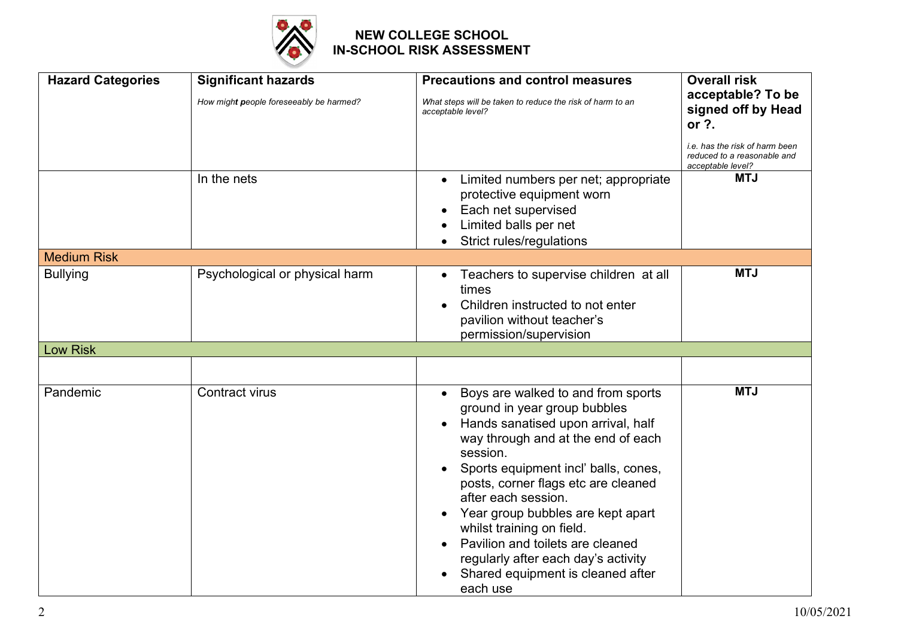# NEW COLLEGE SCHOOL
## IN-SCHOOL RISK ASSESSMENT

| Hazard Categories | Significant hazards<br>*How might people foreseeably be harmed?* | Precautions and control measures<br>*What steps will be taken to reduce the risk of harm to an acceptable level?* | Overall risk acceptable? To be signed off by Head or ?.<br>*i.e. has the risk of harm been reduced to a reasonable and acceptable level?* |
|---|---|---|---|
| | In the nets | • Limited numbers per net; appropriate protective equipment worn<br>• Each net supervised<br>• Limited balls per net<br>• Strict rules/regulations | **MTJ** |
| Medium Risk | | | |
| Bullying | Psychological or physical harm | • Teachers to supervise children at all times<br>• Children instructed to not enter pavilion without teacher's permission/supervision | **MTJ** |
| Low Risk | | | |
| | | | |
| Pandemic | Contract virus | • Boys are walked to and from sports ground in year group bubbles<br>• Hands sanatised upon arrival, half way through and at the end of each session.<br>• Sports equipment incl' balls, cones, posts, corner flags etc are cleaned after each session.<br>• Year group bubbles are kept apart whilst training on field.<br>• Pavilion and toilets are cleaned regularly after each day's activity<br>• Shared equipment is cleaned after each use | **MTJ** |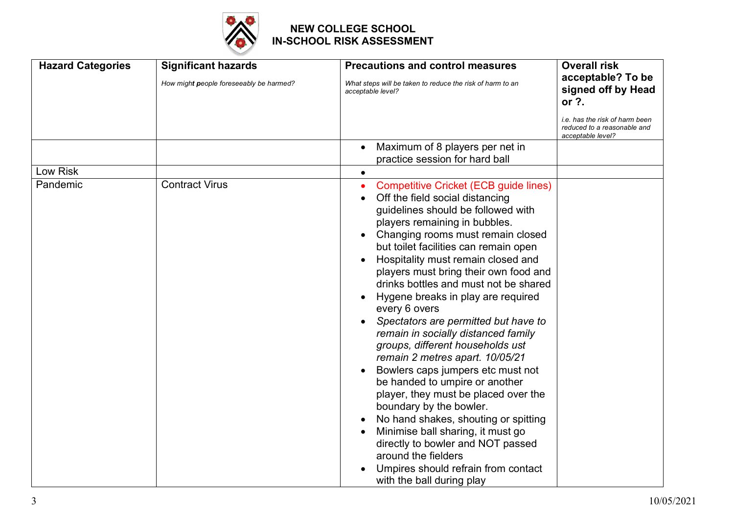**NEW COLLEGE SCHOOL**
**IN-SCHOOL RISK ASSESSMENT**

| **Hazard Categories** | **Significant hazards**<br>*How might people foreseeably be harmed?* | **Precautions and control measures**<br>*What steps will be taken to reduce the risk of harm to an acceptable level?* | **Overall risk acceptable? To be signed off by Head or ?.**<br>*i.e. has the risk of harm been reduced to a reasonable and acceptable level?* |
|---|---|---|---|
| | | • Maximum of 8 players per net in practice session for hard ball | |
| Low Risk | | • | |
| Pandemic | Contract Virus | • Competitive Cricket (ECB guide lines)<br>• Off the field social distancing guidelines should be followed with players remaining in bubbles.<br>• Changing rooms must remain closed but toilet facilities can remain open<br>• Hospitality must remain closed and players must bring their own food and drinks bottles and must not be shared<br>• Hygene breaks in play are required every 6 overs<br>• *Spectators are permitted but have to remain in socially distanced family groups, different households ust remain 2 metres apart. 10/05/21*<br>• Bowlers caps jumpers etc must not be handed to umpire or another player, they must be placed over the boundary by the bowler.<br>• No hand shakes, shouting or spitting<br>• Minimise ball sharing, it must go directly to bowler and NOT passed around the fielders<br>• Umpires should refrain from contact with the ball during play | |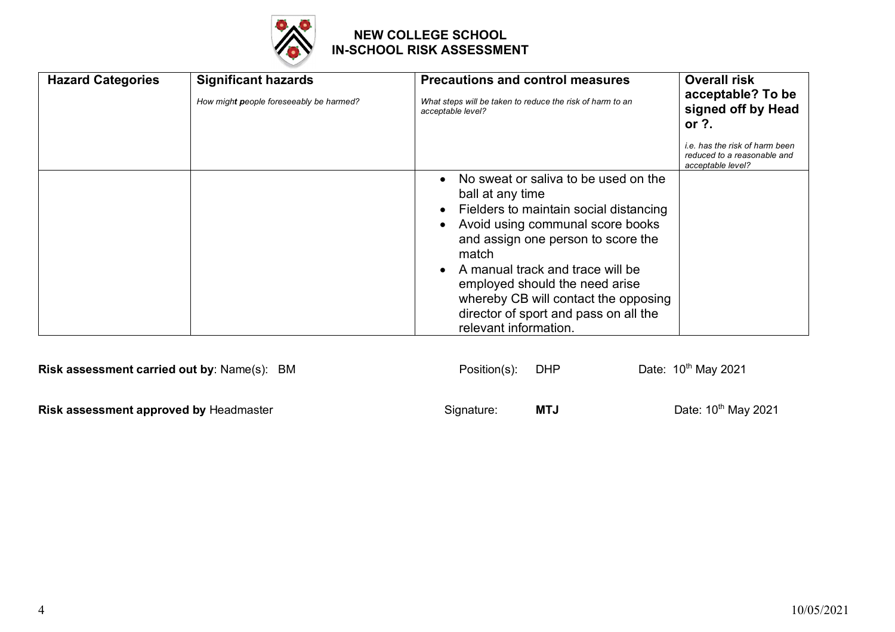**NEW COLLEGE SCHOOL**
**IN-SCHOOL RISK ASSESSMENT**

| **Hazard Categories** | **Significant hazards**<br>*How might people foreseeably be harmed?* | **Precautions and control measures**<br>*What steps will be taken to reduce the risk of harm to an acceptable level?* | **Overall risk acceptable? To be signed off by Head or ?.**<br>*i.e. has the risk of harm been reduced to a reasonable and acceptable level?* |
| --- | --- | --- | --- |
| | | • No sweat or saliva to be used on the ball at any time<br>• Fielders to maintain social distancing<br>• Avoid using communal score books and assign one person to score the match<br>• A manual track and trace will be employed should the need arise whereby CB will contact the opposing director of sport and pass on all the relevant information. | |

**Risk assessment carried out by**: Name(s): BM Position(s): DHP Date: 10th May 2021

**Risk assessment approved by** Headmaster Signature: **MTJ** Date: 10th May 2021